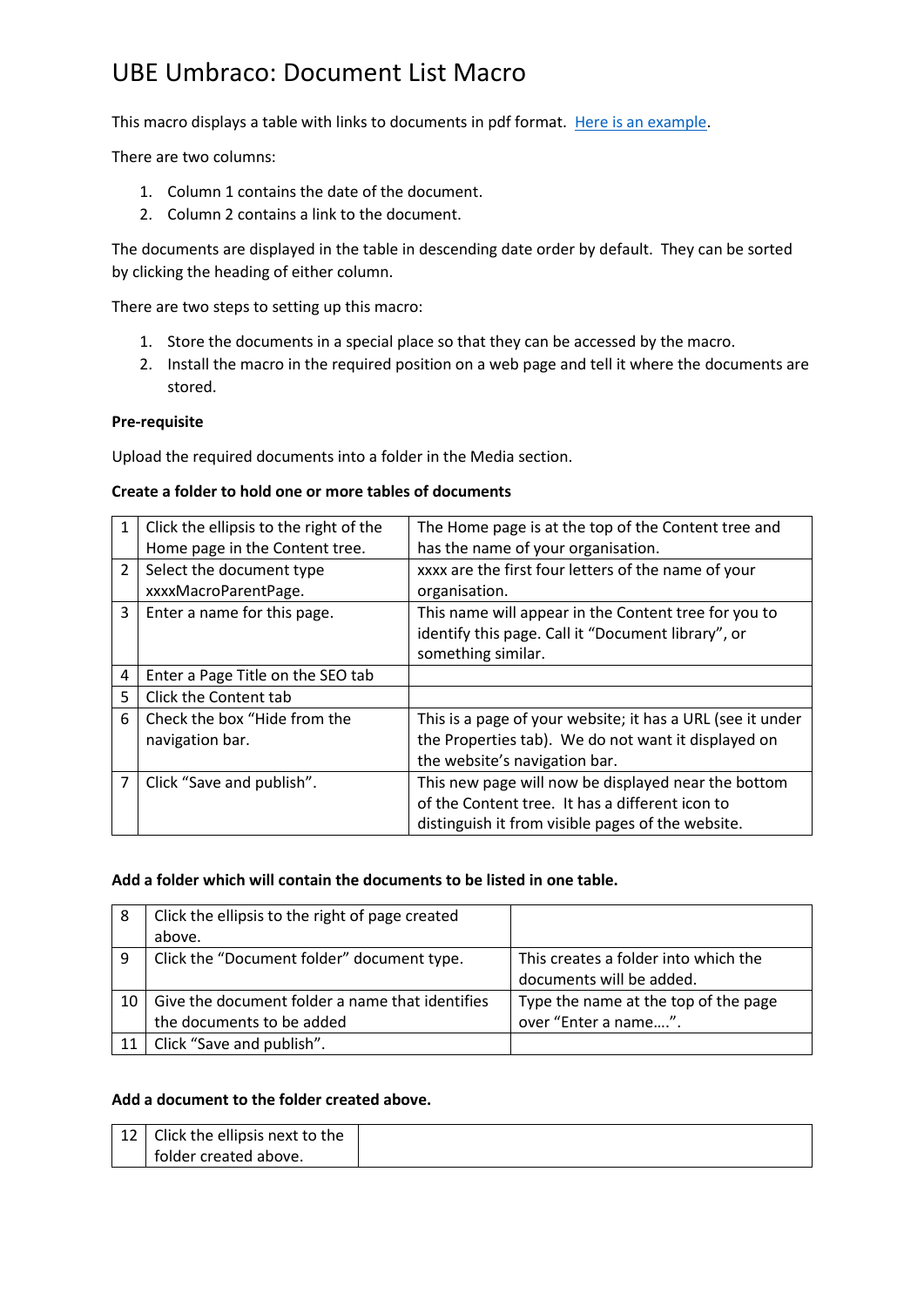# UBE Umbraco: Document List Macro

This macro displays a table with links to documents in pdf format. [Here is an example](#).

There are two columns:

1. Column 1 contains the date of the document.
2. Column 2 contains a link to the document.

The documents are displayed in the table in descending date order by default. They can be sorted by clicking the heading of either column.

There are two steps to setting up this macro:

1. Store the documents in a special place so that they can be accessed by the macro.
2. Install the macro in the required position on a web page and tell it where the documents are stored.

**Pre-requisite**

Upload the required documents into a folder in the Media section.

**Create a folder to hold one or more tables of documents**

| | | |
|---|---|---|
| 1 | Click the ellipsis to the right of the Home page in the Content tree. | The Home page is at the top of the Content tree and has the name of your organisation. |
| 2 | Select the document type xxxxMacroParentPage. | xxxx are the first four letters of the name of your organisation. |
| 3 | Enter a name for this page. | This name will appear in the Content tree for you to identify this page. Call it "Document library", or something similar. |
| 4 | Enter a Page Title on the SEO tab | |
| 5 | Click the Content tab | |
| 6 | Check the box "Hide from the navigation bar. | This is a page of your website; it has a URL (see it under the Properties tab). We do not want it displayed on the website's navigation bar. |
| 7 | Click "Save and publish". | This new page will now be displayed near the bottom of the Content tree. It has a different icon to distinguish it from visible pages of the website. |

**Add a folder which will contain the documents to be listed in one table.**

| | | |
|---|---|---|
| 8 | Click the ellipsis to the right of page created above. | |
| 9 | Click the "Document folder" document type. | This creates a folder into which the documents will be added. |
| 10 | Give the document folder a name that identifies the documents to be added | Type the name at the top of the page over "Enter a name….". |
| 11 | Click "Save and publish". | |

**Add a document to the folder created above.**

| | | |
|---|---|---|
| 12 | Click the ellipsis next to the folder created above. | |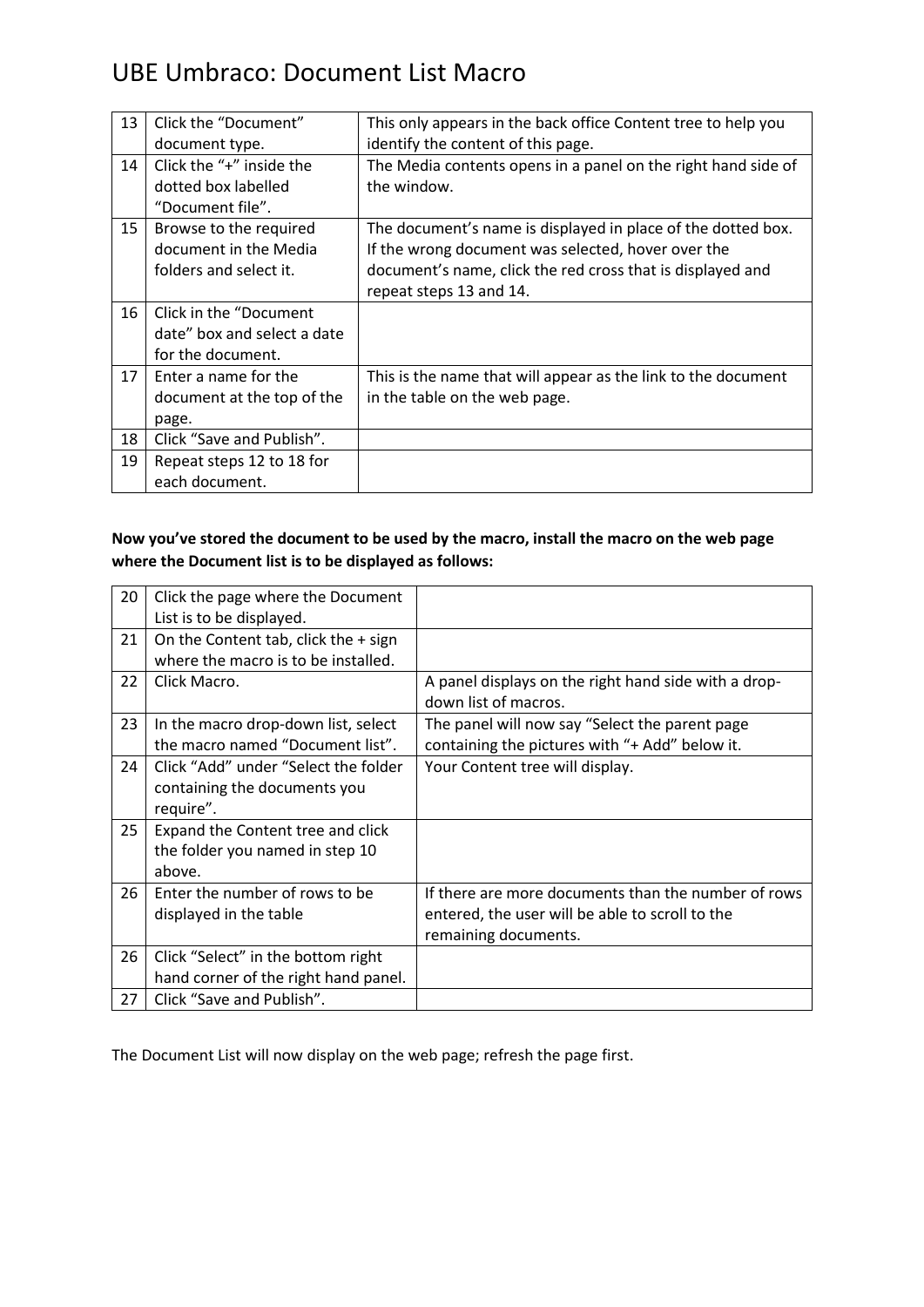# UBE Umbraco: Document List Macro

| | | |
|---|---|---|
| 13 | Click the "Document" document type. | This only appears in the back office Content tree to help you identify the content of this page. |
| 14 | Click the "+" inside the dotted box labelled "Document file". | The Media contents opens in a panel on the right hand side of the window. |
| 15 | Browse to the required document in the Media folders and select it. | The document's name is displayed in place of the dotted box. If the wrong document was selected, hover over the document's name, click the red cross that is displayed and repeat steps 13 and 14. |
| 16 | Click in the "Document date" box and select a date for the document. | |
| 17 | Enter a name for the document at the top of the page. | This is the name that will appear as the link to the document in the table on the web page. |
| 18 | Click "Save and Publish". | |
| 19 | Repeat steps 12 to 18 for each document. | |

**Now you've stored the document to be used by the macro, install the macro on the web page where the Document list is to be displayed as follows:**

| | | |
|---|---|---|
| 20 | Click the page where the Document List is to be displayed. | |
| 21 | On the Content tab, click the + sign where the macro is to be installed. | |
| 22 | Click Macro. | A panel displays on the right hand side with a drop-down list of macros. |
| 23 | In the macro drop-down list, select the macro named "Document list". | The panel will now say "Select the parent page containing the pictures with "+ Add" below it. |
| 24 | Click "Add" under "Select the folder containing the documents you require". | Your Content tree will display. |
| 25 | Expand the Content tree and click the folder you named in step 10 above. | |
| 26 | Enter the number of rows to be displayed in the table | If there are more documents than the number of rows entered, the user will be able to scroll to the remaining documents. |
| 26 | Click "Select" in the bottom right hand corner of the right hand panel. | |
| 27 | Click "Save and Publish". | |

The Document List will now display on the web page; refresh the page first.